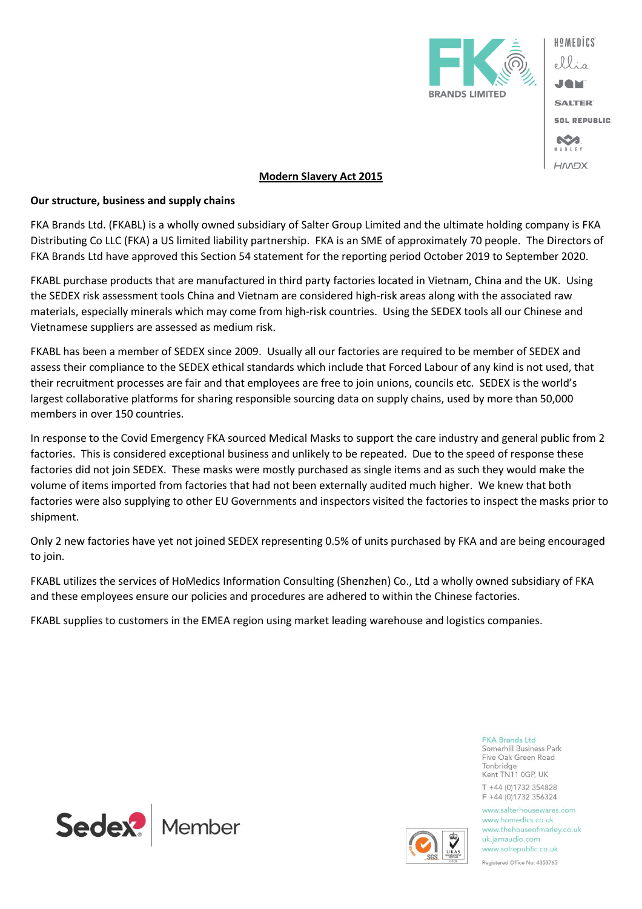FKA BRANDS LIMITED

HoMEDiCS
ellia
JAM
SALTER
SOL REPUBLIC
MARLEY
HMDX

# Modern Slavery Act 2015

**Our structure, business and supply chains**

FKA Brands Ltd. (FKABL) is a wholly owned subsidiary of Salter Group Limited and the ultimate holding company is FKA Distributing Co LLC (FKA) a US limited liability partnership. FKA is an SME of approximately 70 people. The Directors of FKA Brands Ltd have approved this Section 54 statement for the reporting period October 2019 to September 2020.

FKABL purchase products that are manufactured in third party factories located in Vietnam, China and the UK. Using the SEDEX risk assessment tools China and Vietnam are considered high-risk areas along with the associated raw materials, especially minerals which may come from high-risk countries. Using the SEDEX tools all our Chinese and Vietnamese suppliers are assessed as medium risk.

FKABL has been a member of SEDEX since 2009. Usually all our factories are required to be member of SEDEX and assess their compliance to the SEDEX ethical standards which include that Forced Labour of any kind is not used, that their recruitment processes are fair and that employees are free to join unions, councils etc. SEDEX is the world's largest collaborative platforms for sharing responsible sourcing data on supply chains, used by more than 50,000 members in over 150 countries.

In response to the Covid Emergency FKA sourced Medical Masks to support the care industry and general public from 2 factories. This is considered exceptional business and unlikely to be repeated. Due to the speed of response these factories did not join SEDEX. These masks were mostly purchased as single items and as such they would make the volume of items imported from factories that had not been externally audited much higher. We knew that both factories were also supplying to other EU Governments and inspectors visited the factories to inspect the masks prior to shipment.

Only 2 new factories have yet not joined SEDEX representing 0.5% of units purchased by FKA and are being encouraged to join.

FKABL utilizes the services of HoMedics Information Consulting (Shenzhen) Co., Ltd a wholly owned subsidiary of FKA and these employees ensure our policies and procedures are adhered to within the Chinese factories.

FKABL supplies to customers in the EMEA region using market leading warehouse and logistics companies.

Sedex Member

FKA Brands Ltd
Somerhill Business Park
Five Oak Green Road
Tonbridge
Kent TN11 0GP, UK

T +44 (0)1732 354828
F +44 (0)1732 356324

www.salterhousewares.com
www.homedics.co.uk
www.thehouseofmarley.co.uk
uk.jamaudio.com
www.solrepublic.co.uk

Registered Office No: 4353765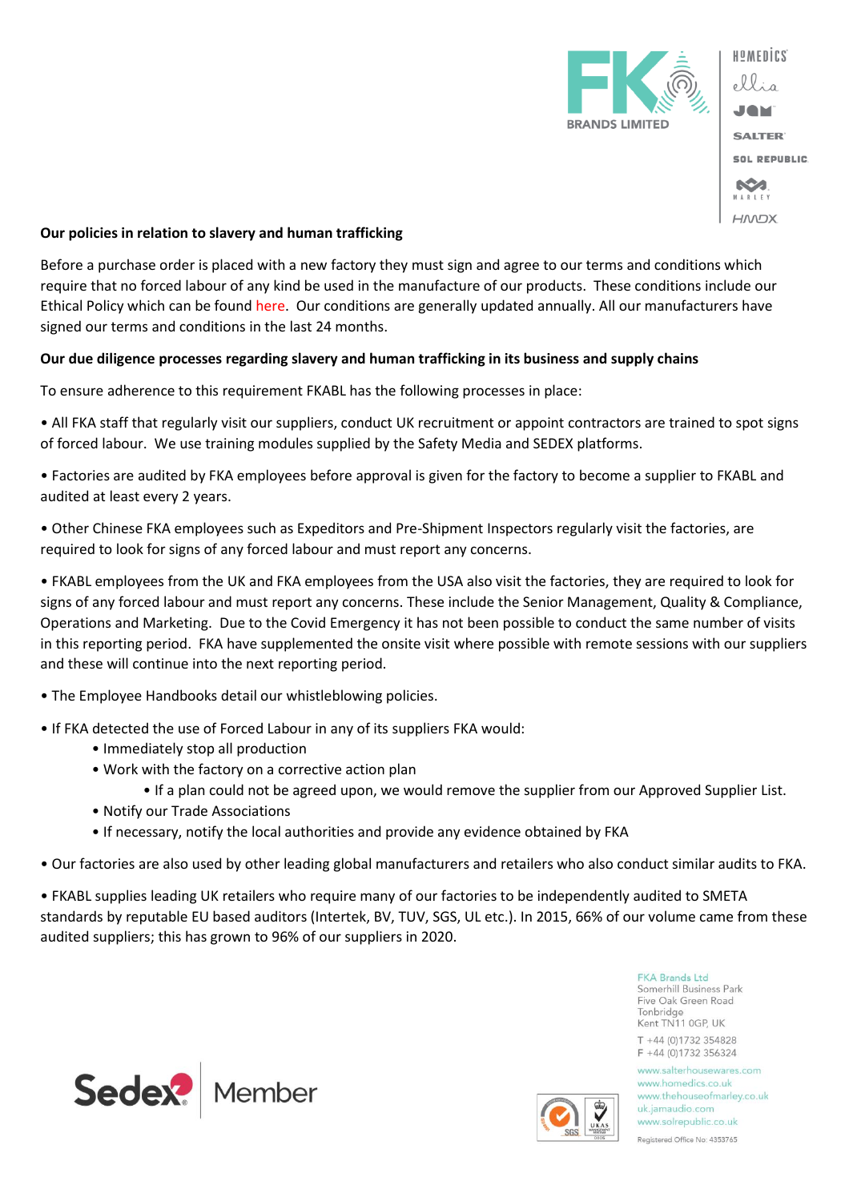**Our policies in relation to slavery and human trafficking**

Before a purchase order is placed with a new factory they must sign and agree to our terms and conditions which require that no forced labour of any kind be used in the manufacture of our products. These conditions include our Ethical Policy which can be found here. Our conditions are generally updated annually. All our manufacturers have signed our terms and conditions in the last 24 months.

**Our due diligence processes regarding slavery and human trafficking in its business and supply chains**

To ensure adherence to this requirement FKABL has the following processes in place:

• All FKA staff that regularly visit our suppliers, conduct UK recruitment or appoint contractors are trained to spot signs of forced labour. We use training modules supplied by the Safety Media and SEDEX platforms.

• Factories are audited by FKA employees before approval is given for the factory to become a supplier to FKABL and audited at least every 2 years.

• Other Chinese FKA employees such as Expeditors and Pre-Shipment Inspectors regularly visit the factories, are required to look for signs of any forced labour and must report any concerns.

• FKABL employees from the UK and FKA employees from the USA also visit the factories, they are required to look for signs of any forced labour and must report any concerns. These include the Senior Management, Quality & Compliance, Operations and Marketing. Due to the Covid Emergency it has not been possible to conduct the same number of visits in this reporting period. FKA have supplemented the onsite visit where possible with remote sessions with our suppliers and these will continue into the next reporting period.

• The Employee Handbooks detail our whistleblowing policies.

• If FKA detected the use of Forced Labour in any of its suppliers FKA would:
  - Immediately stop all production
  - Work with the factory on a corrective action plan
    - If a plan could not be agreed upon, we would remove the supplier from our Approved Supplier List.
  - Notify our Trade Associations
  - If necessary, notify the local authorities and provide any evidence obtained by FKA

• Our factories are also used by other leading global manufacturers and retailers who also conduct similar audits to FKA.

• FKABL supplies leading UK retailers who require many of our factories to be independently audited to SMETA standards by reputable EU based auditors (Intertek, BV, TUV, SGS, UL etc.). In 2015, 66% of our volume came from these audited suppliers; this has grown to 96% of our suppliers in 2020.

Sedex Member

FKA Brands Ltd
Somerhill Business Park
Five Oak Green Road
Tonbridge
Kent TN11 0GP, UK

T +44 (0)1732 354828
F +44 (0)1732 356324

www.salterhousewares.com
www.homedics.co.uk
www.thehouseofmarley.co.uk
uk.jamaudio.com
www.solrepublic.co.uk

Registered Office No: 4353765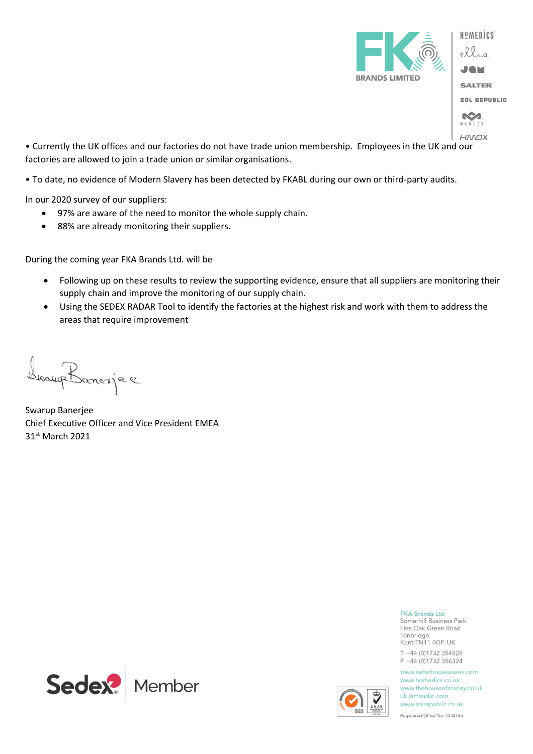• Currently the UK offices and our factories do not have trade union membership. Employees in the UK and our factories are allowed to join a trade union or similar organisations.

• To date, no evidence of Modern Slavery has been detected by FKABL during our own or third-party audits.

In our 2020 survey of our suppliers:

- 97% are aware of the need to monitor the whole supply chain.
- 88% are already monitoring their suppliers.

During the coming year FKA Brands Ltd. will be

- Following up on these results to review the supporting evidence, ensure that all suppliers are monitoring their supply chain and improve the monitoring of our supply chain.
- Using the SEDEX RADAR Tool to identify the factories at the highest risk and work with them to address the areas that require improvement

Swarup Banerjee
Chief Executive Officer and Vice President EMEA
31st March 2021

FKA Brands Ltd
Somerhill Business Park
Five Oak Green Road
Tonbridge
Kent TN11 0GP, UK

T +44 (0)1732 354828
F +44 (0)1732 356324

www.salterhousewares.com
www.homedics.co.uk
www.thehouseofmarley.co.uk
uk.jamaudio.com
www.solrepublic.co.uk

Registered Office No: 4353765

Sedex Member